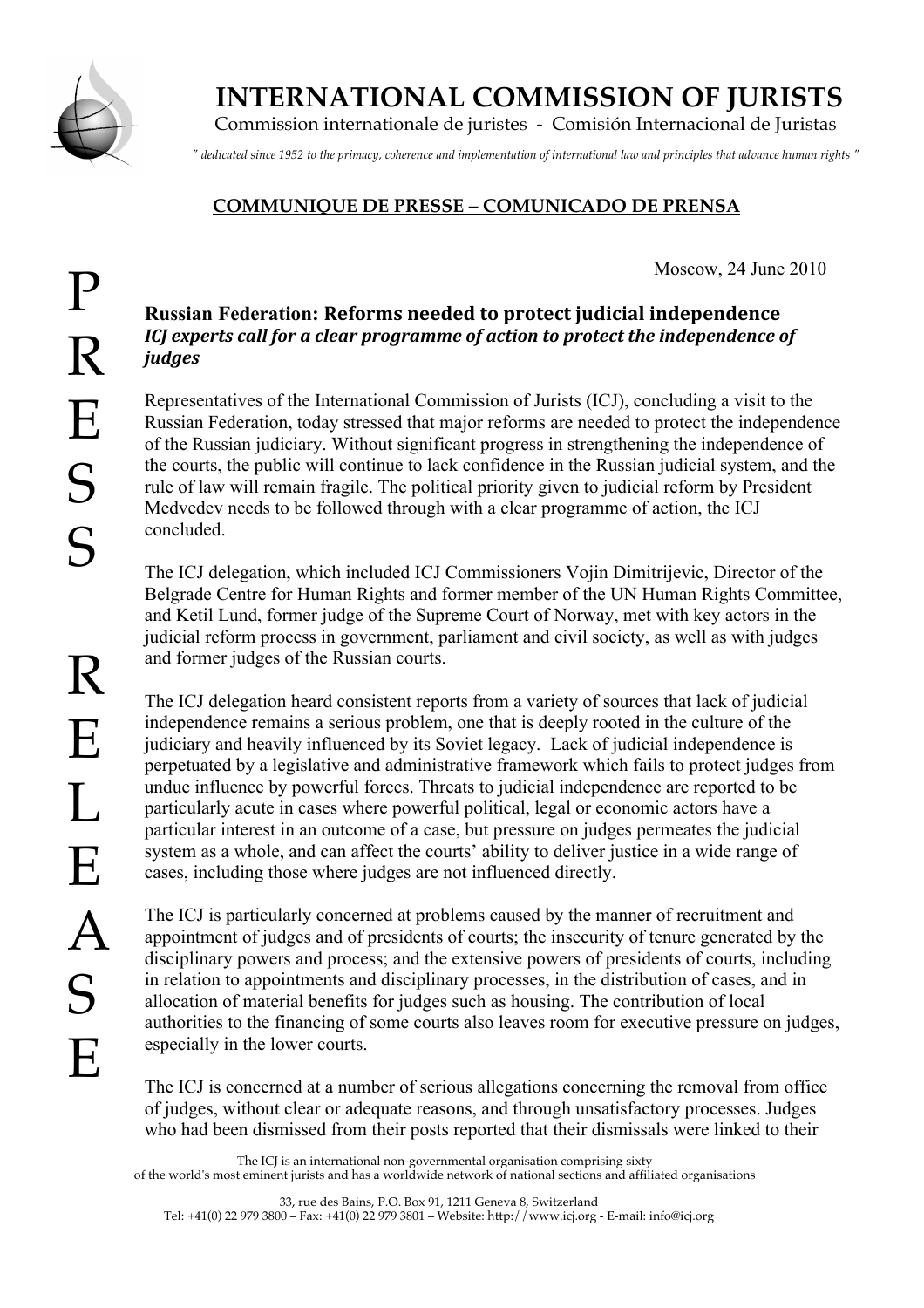# INTERNATIONAL COMMISSION OF JURISTS

Commission internationale de juristes - Comisión Internacional de Juristas

*" dedicated since 1952 to the primacy, coherence and implementation of international law and principles that advance human rights "*

**COMMUNIQUE DE PRESSE – COMUNICADO DE PRENSA**

PRESS RELEASE

Moscow, 24 June 2010

## Russian Federation: Reforms needed to protect judicial independence

***ICJ experts call for a clear programme of action to protect the independence of judges***

Representatives of the International Commission of Jurists (ICJ), concluding a visit to the Russian Federation, today stressed that major reforms are needed to protect the independence of the Russian judiciary. Without significant progress in strengthening the independence of the courts, the public will continue to lack confidence in the Russian judicial system, and the rule of law will remain fragile. The political priority given to judicial reform by President Medvedev needs to be followed through with a clear programme of action, the ICJ concluded.

The ICJ delegation, which included ICJ Commissioners Vojin Dimitrijevic, Director of the Belgrade Centre for Human Rights and former member of the UN Human Rights Committee, and Ketil Lund, former judge of the Supreme Court of Norway, met with key actors in the judicial reform process in government, parliament and civil society, as well as with judges and former judges of the Russian courts.

The ICJ delegation heard consistent reports from a variety of sources that lack of judicial independence remains a serious problem, one that is deeply rooted in the culture of the judiciary and heavily influenced by its Soviet legacy. Lack of judicial independence is perpetuated by a legislative and administrative framework which fails to protect judges from undue influence by powerful forces. Threats to judicial independence are reported to be particularly acute in cases where powerful political, legal or economic actors have a particular interest in an outcome of a case, but pressure on judges permeates the judicial system as a whole, and can affect the courts' ability to deliver justice in a wide range of cases, including those where judges are not influenced directly.

The ICJ is particularly concerned at problems caused by the manner of recruitment and appointment of judges and of presidents of courts; the insecurity of tenure generated by the disciplinary powers and process; and the extensive powers of presidents of courts, including in relation to appointments and disciplinary processes, in the distribution of cases, and in allocation of material benefits for judges such as housing. The contribution of local authorities to the financing of some courts also leaves room for executive pressure on judges, especially in the lower courts.

The ICJ is concerned at a number of serious allegations concerning the removal from office of judges, without clear or adequate reasons, and through unsatisfactory processes. Judges who had been dismissed from their posts reported that their dismissals were linked to their

The ICJ is an international non-governmental organisation comprising sixty of the world's most eminent jurists and has a worldwide network of national sections and affiliated organisations

33, rue des Bains, P.O. Box 91, 1211 Geneva 8, Switzerland
Tel: +41(0) 22 979 3800 – Fax: +41(0) 22 979 3801 – Website: http://www.icj.org - E-mail: info@icj.org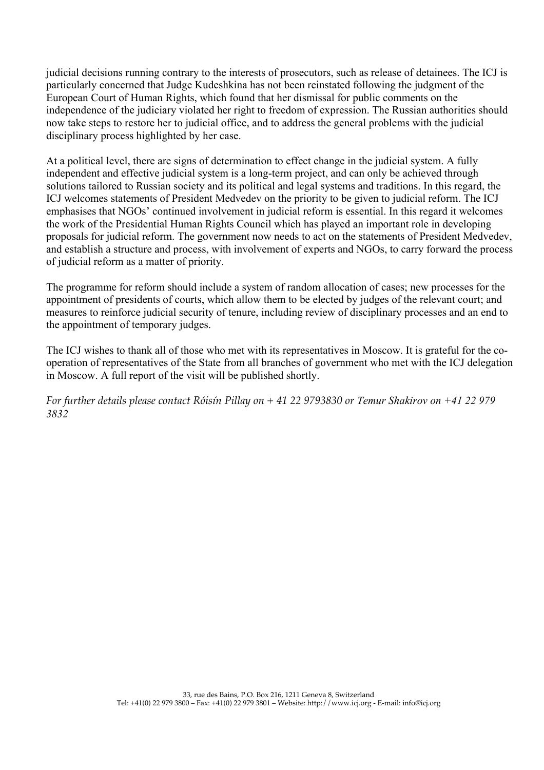judicial decisions running contrary to the interests of prosecutors, such as release of detainees. The ICJ is particularly concerned that Judge Kudeshkina has not been reinstated following the judgment of the European Court of Human Rights, which found that her dismissal for public comments on the independence of the judiciary violated her right to freedom of expression. The Russian authorities should now take steps to restore her to judicial office, and to address the general problems with the judicial disciplinary process highlighted by her case.

At a political level, there are signs of determination to effect change in the judicial system. A fully independent and effective judicial system is a long-term project, and can only be achieved through solutions tailored to Russian society and its political and legal systems and traditions. In this regard, the ICJ welcomes statements of President Medvedev on the priority to be given to judicial reform. The ICJ emphasises that NGOs' continued involvement in judicial reform is essential. In this regard it welcomes the work of the Presidential Human Rights Council which has played an important role in developing proposals for judicial reform. The government now needs to act on the statements of President Medvedev, and establish a structure and process, with involvement of experts and NGOs, to carry forward the process of judicial reform as a matter of priority.

The programme for reform should include a system of random allocation of cases; new processes for the appointment of presidents of courts, which allow them to be elected by judges of the relevant court; and measures to reinforce judicial security of tenure, including review of disciplinary processes and an end to the appointment of temporary judges.

The ICJ wishes to thank all of those who met with its representatives in Moscow. It is grateful for the co-operation of representatives of the State from all branches of government who met with the ICJ delegation in Moscow. A full report of the visit will be published shortly.

*For further details please contact Róisín Pillay on + 41 22 9793830 or Temur Shakirov on +41 22 979 3832*